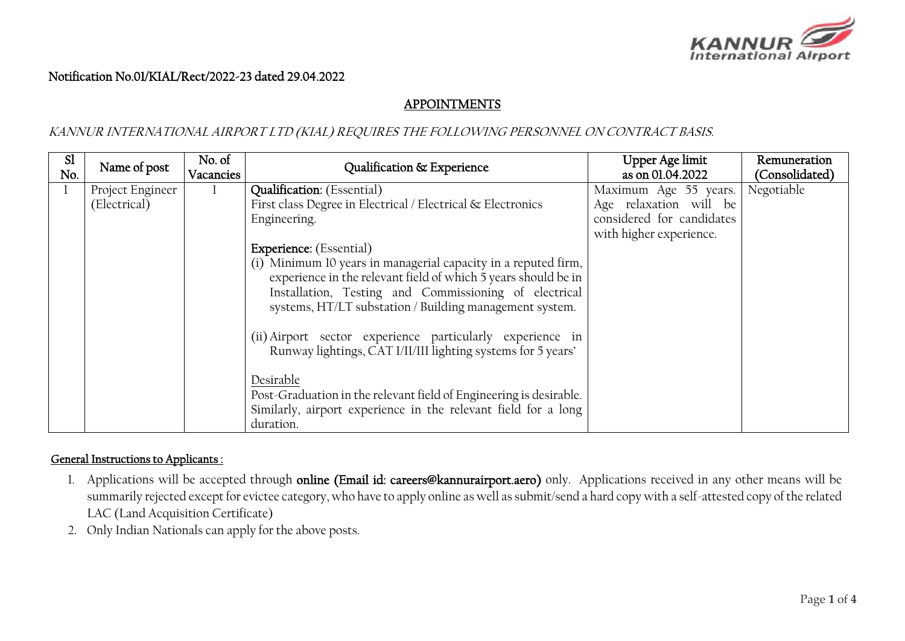Notification No.01/KIAL/Rect/2022-23 dated 29.04.2022

## APPOINTMENTS

*KANNUR INTERNATIONAL AIRPORT LTD (KIAL) REQUIRES THE FOLLOWING PERSONNEL ON CONTRACT BASIS.*

| Sl No. | Name of post | No. of Vacancies | Qualification & Experience | Upper Age limit as on 01.04.2022 | Remuneration (Consolidated) |
|---|---|---|---|---|---|
| 1 | Project Engineer (Electrical) | 1 | **Qualification:** (Essential)<br>First class Degree in Electrical / Electrical & Electronics Engineering.<br><br>**Experience:** (Essential)<br>(i) Minimum 10 years in managerial capacity in a reputed firm, experience in the relevant field of which 5 years should be in Installation, Testing and Commissioning of electrical systems, HT/LT substation / Building management system.<br><br>(ii) Airport sector experience particularly experience in Runway lightings, CAT I/II/III lighting systems for 5 years'<br><br>Desirable<br>Post-Graduation in the relevant field of Engineering is desirable. Similarly, airport experience in the relevant field for a long duration. | Maximum Age 55 years. Age relaxation will be considered for candidates with higher experience. | Negotiable |

**General Instructions to Applicants :**

1. Applications will be accepted through **online (Email id: careers@kannurairport.aero)** only. Applications received in any other means will be summarily rejected except for evictee category, who have to apply online as well as submit/send a hard copy with a self-attested copy of the related LAC (Land Acquisition Certificate)
2. Only Indian Nationals can apply for the above posts.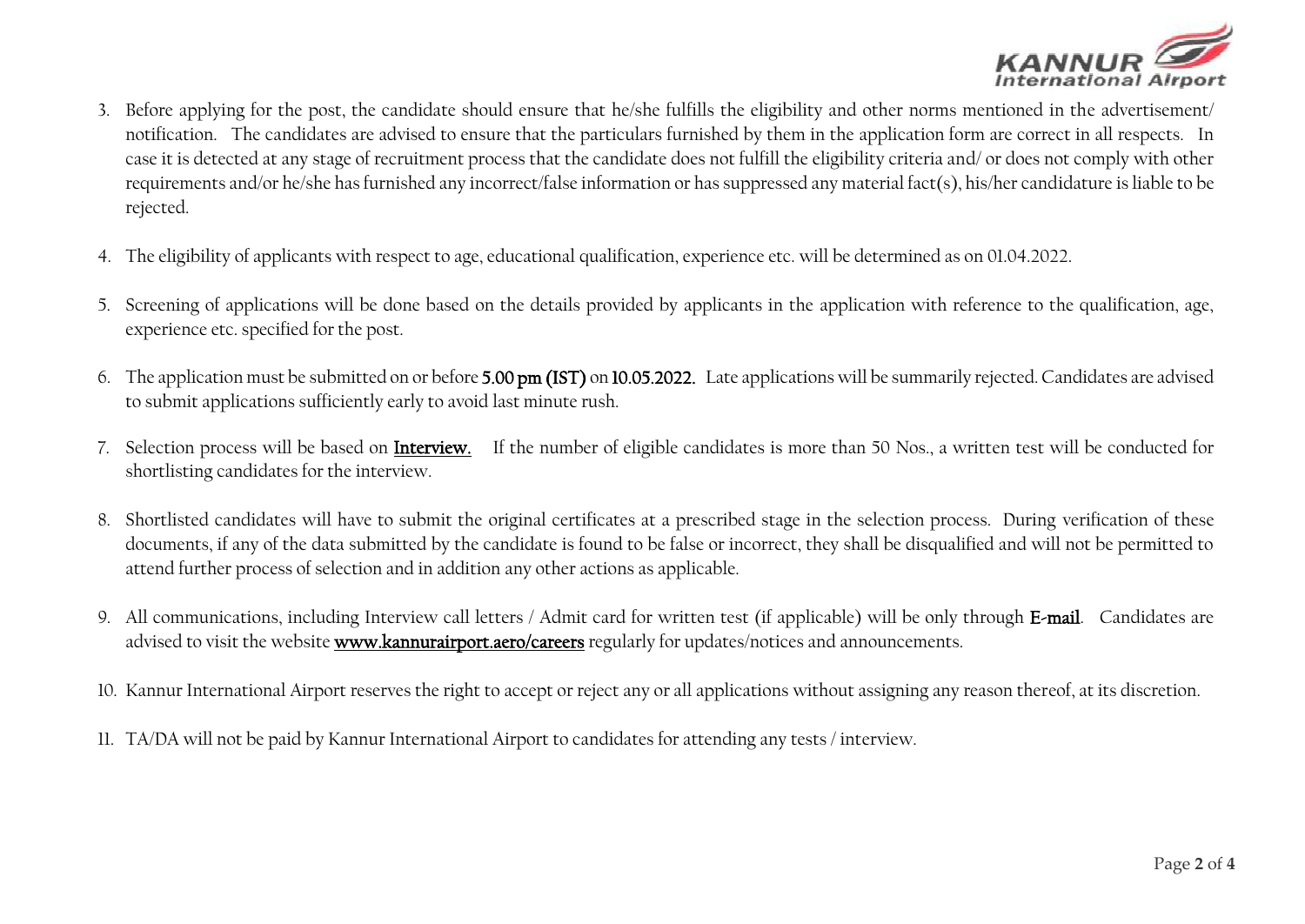3. Before applying for the post, the candidate should ensure that he/she fulfills the eligibility and other norms mentioned in the advertisement/ notification. The candidates are advised to ensure that the particulars furnished by them in the application form are correct in all respects. In case it is detected at any stage of recruitment process that the candidate does not fulfill the eligibility criteria and/ or does not comply with other requirements and/or he/she has furnished any incorrect/false information or has suppressed any material fact(s), his/her candidature is liable to be rejected.

4. The eligibility of applicants with respect to age, educational qualification, experience etc. will be determined as on 01.04.2022.

5. Screening of applications will be done based on the details provided by applicants in the application with reference to the qualification, age, experience etc. specified for the post.

6. The application must be submitted on or before **5.00 pm (IST)** on **10.05.2022.** Late applications will be summarily rejected. Candidates are advised to submit applications sufficiently early to avoid last minute rush.

7. Selection process will be based on **Interview.** If the number of eligible candidates is more than 50 Nos., a written test will be conducted for shortlisting candidates for the interview.

8. Shortlisted candidates will have to submit the original certificates at a prescribed stage in the selection process. During verification of these documents, if any of the data submitted by the candidate is found to be false or incorrect, they shall be disqualified and will not be permitted to attend further process of selection and in addition any other actions as applicable.

9. All communications, including Interview call letters / Admit card for written test (if applicable) will be only through **E-mail**. Candidates are advised to visit the website **www.kannurairport.aero/careers** regularly for updates/notices and announcements.

10. Kannur International Airport reserves the right to accept or reject any or all applications without assigning any reason thereof, at its discretion.

11. TA/DA will not be paid by Kannur International Airport to candidates for attending any tests / interview.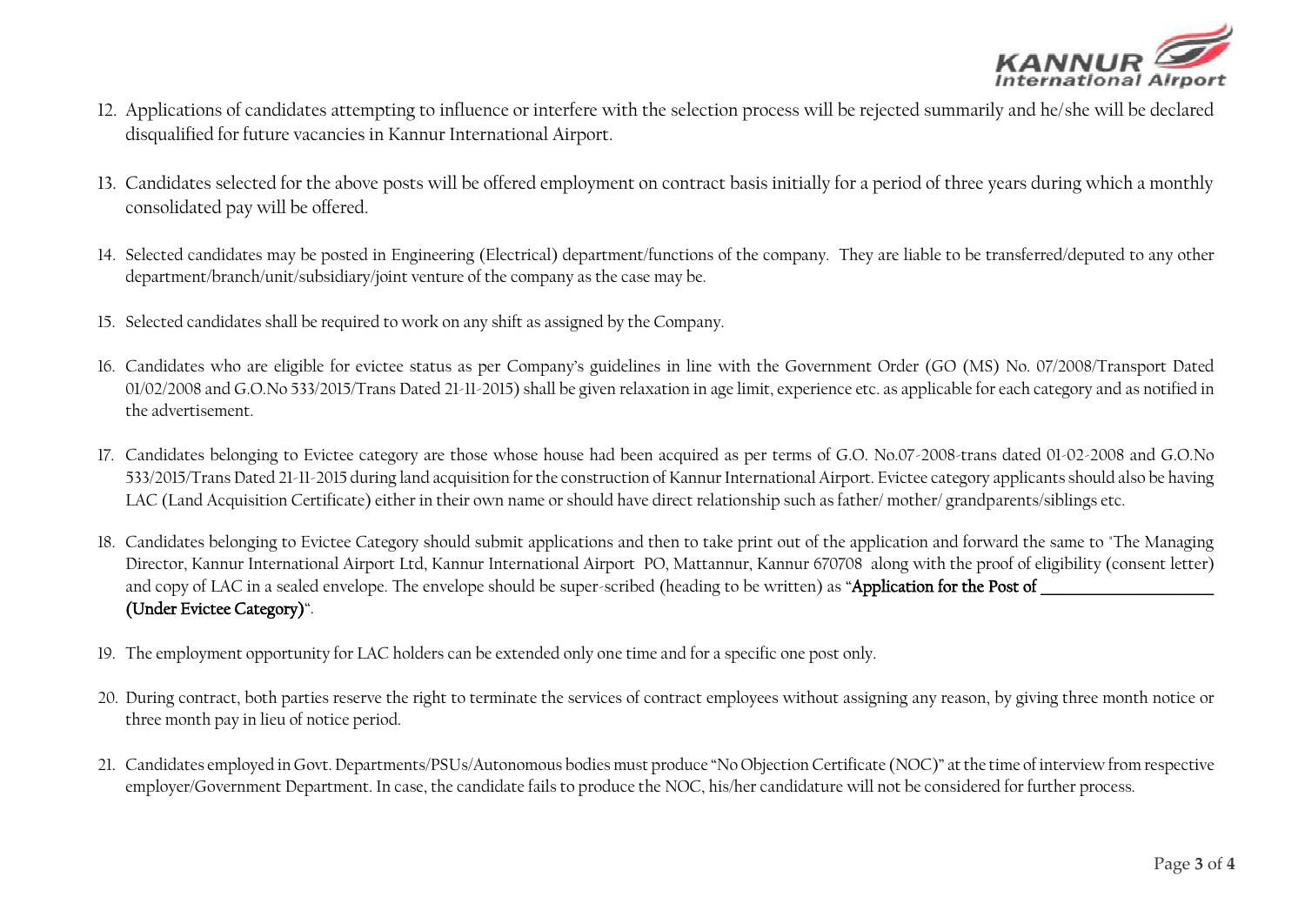12. Applications of candidates attempting to influence or interfere with the selection process will be rejected summarily and he/she will be declared disqualified for future vacancies in Kannur International Airport.

13. Candidates selected for the above posts will be offered employment on contract basis initially for a period of three years during which a monthly consolidated pay will be offered.

14. Selected candidates may be posted in Engineering (Electrical) department/functions of the company. They are liable to be transferred/deputed to any other department/branch/unit/subsidiary/joint venture of the company as the case may be.

15. Selected candidates shall be required to work on any shift as assigned by the Company.

16. Candidates who are eligible for evictee status as per Company's guidelines in line with the Government Order (GO (MS) No. 07/2008/Transport Dated 01/02/2008 and G.O.No 533/2015/Trans Dated 21-11-2015) shall be given relaxation in age limit, experience etc. as applicable for each category and as notified in the advertisement.

17. Candidates belonging to Evictee category are those whose house had been acquired as per terms of G.O. No.07-2008-trans dated 01-02-2008 and G.O.No 533/2015/Trans Dated 21-11-2015 during land acquisition for the construction of Kannur International Airport. Evictee category applicants should also be having LAC (Land Acquisition Certificate) either in their own name or should have direct relationship such as father/ mother/ grandparents/siblings etc.

18. Candidates belonging to Evictee Category should submit applications and then to take print out of the application and forward the same to 'The Managing Director, Kannur International Airport Ltd, Kannur International Airport PO, Mattannur, Kannur 670708 along with the proof of eligibility (consent letter) and copy of LAC in a sealed envelope. The envelope should be super-scribed (heading to be written) as "**Application for the Post of \_\_\_\_\_\_\_\_\_\_\_\_\_\_\_\_\_\_\_\_ (Under Evictee Category)**".

19. The employment opportunity for LAC holders can be extended only one time and for a specific one post only.

20. During contract, both parties reserve the right to terminate the services of contract employees without assigning any reason, by giving three month notice or three month pay in lieu of notice period.

21. Candidates employed in Govt. Departments/PSUs/Autonomous bodies must produce "No Objection Certificate (NOC)" at the time of interview from respective employer/Government Department. In case, the candidate fails to produce the NOC, his/her candidature will not be considered for further process.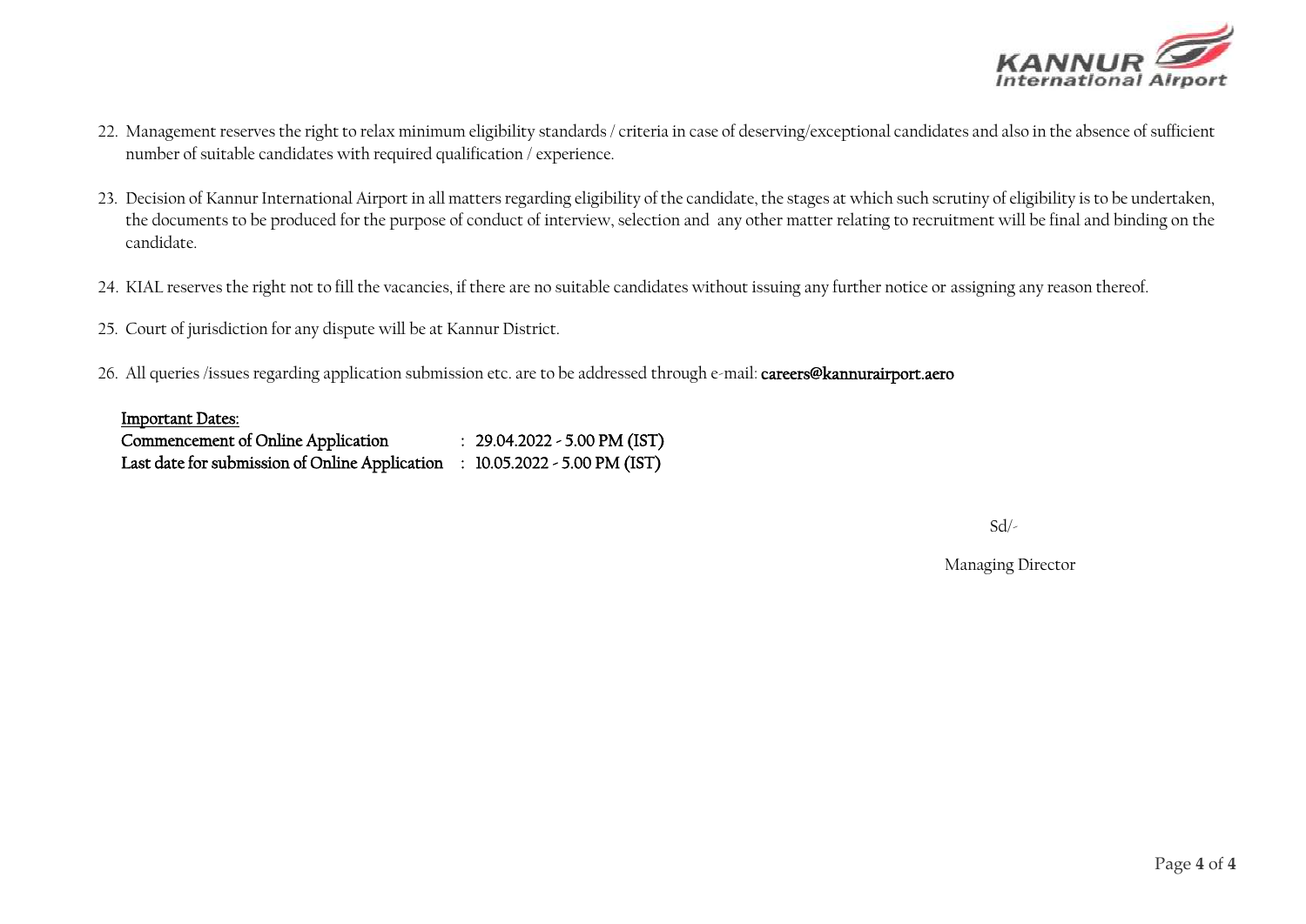22. Management reserves the right to relax minimum eligibility standards / criteria in case of deserving/exceptional candidates and also in the absence of sufficient number of suitable candidates with required qualification / experience.

23. Decision of Kannur International Airport in all matters regarding eligibility of the candidate, the stages at which such scrutiny of eligibility is to be undertaken, the documents to be produced for the purpose of conduct of interview, selection and any other matter relating to recruitment will be final and binding on the candidate.

24. KIAL reserves the right not to fill the vacancies, if there are no suitable candidates without issuing any further notice or assigning any reason thereof.

25. Court of jurisdiction for any dispute will be at Kannur District.

26. All queries /issues regarding application submission etc. are to be addressed through e-mail: **careers@kannurairport.aero**

**Important Dates:**

| | | |
|---|---|---|
| **Commencement of Online Application** | : | **29.04.2022 - 5.00 PM (IST)** |
| **Last date for submission of Online Application** | : | **10.05.2022 - 5.00 PM (IST)** |

Sd/-

Managing Director